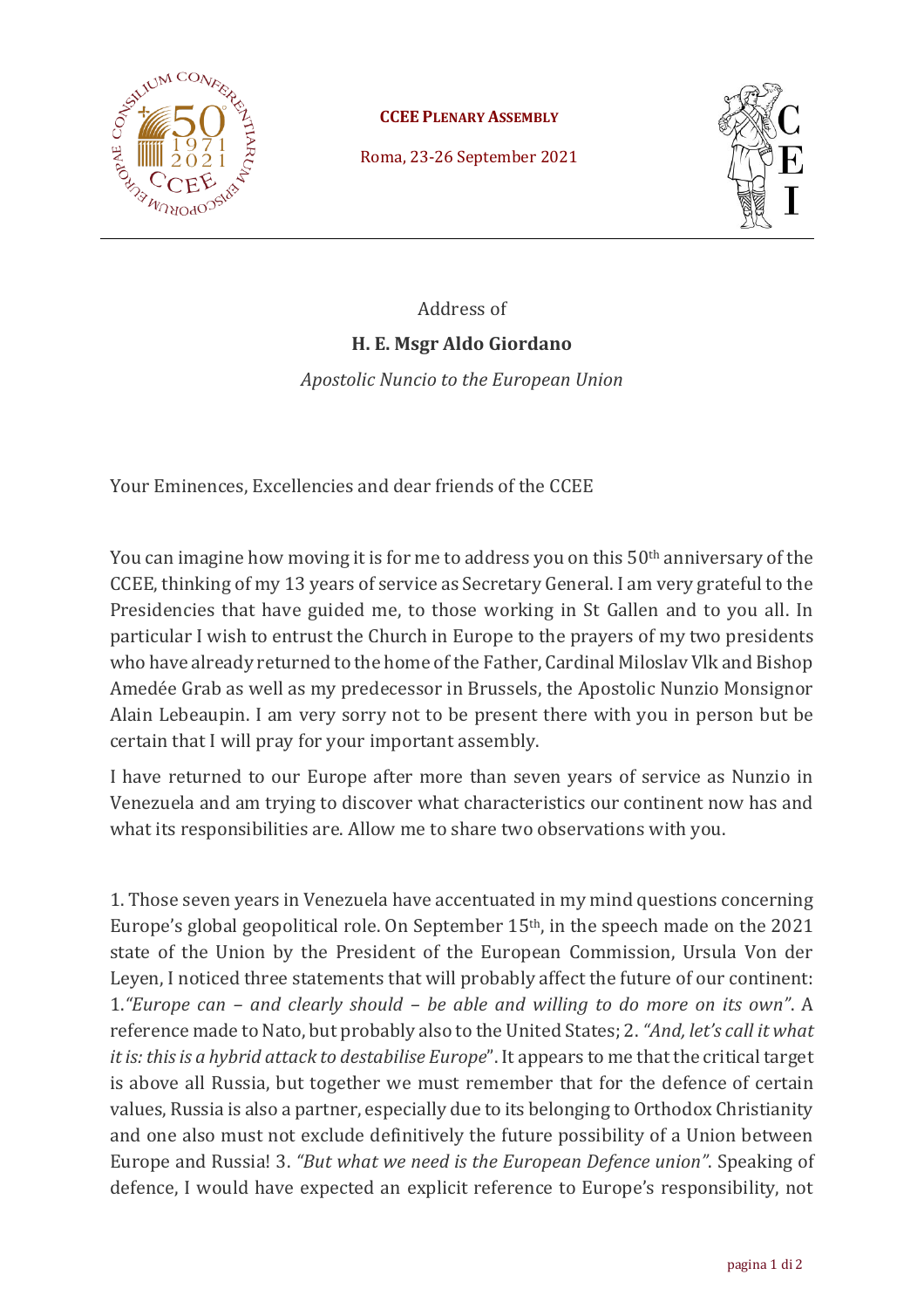**CCEE Plenary Assembly**

Roma, 23-26 September 2021

Address of

**H. E. Msgr Aldo Giordano**

*Apostolic Nuncio to the European Union*

Your Eminences, Excellencies and dear friends of the CCEE

You can imagine how moving it is for me to address you on this 50th anniversary of the CCEE, thinking of my 13 years of service as Secretary General. I am very grateful to the Presidencies that have guided me, to those working in St Gallen and to you all. In particular I wish to entrust the Church in Europe to the prayers of my two presidents who have already returned to the home of the Father, Cardinal Miloslav Vlk and Bishop Amedée Grab as well as my predecessor in Brussels, the Apostolic Nunzio Monsignor Alain Lebeaupin. I am very sorry not to be present there with you in person but be certain that I will pray for your important assembly.

I have returned to our Europe after more than seven years of service as Nunzio in Venezuela and am trying to discover what characteristics our continent now has and what its responsibilities are. Allow me to share two observations with you.

1. Those seven years in Venezuela have accentuated in my mind questions concerning Europe's global geopolitical role. On September 15th, in the speech made on the 2021 state of the Union by the President of the European Commission, Ursula Von der Leyen, I noticed three statements that will probably affect the future of our continent: 1.*"Europe can – and clearly should – be able and willing to do more on its own"*. A reference made to Nato, but probably also to the United States; 2. *"And, let's call it what it is: this is a hybrid attack to destabilise Europe*". It appears to me that the critical target is above all Russia, but together we must remember that for the defence of certain values, Russia is also a partner, especially due to its belonging to Orthodox Christianity and one also must not exclude definitively the future possibility of a Union between Europe and Russia! 3. *"But what we need is the European Defence union"*. Speaking of defence, I would have expected an explicit reference to Europe's responsibility, not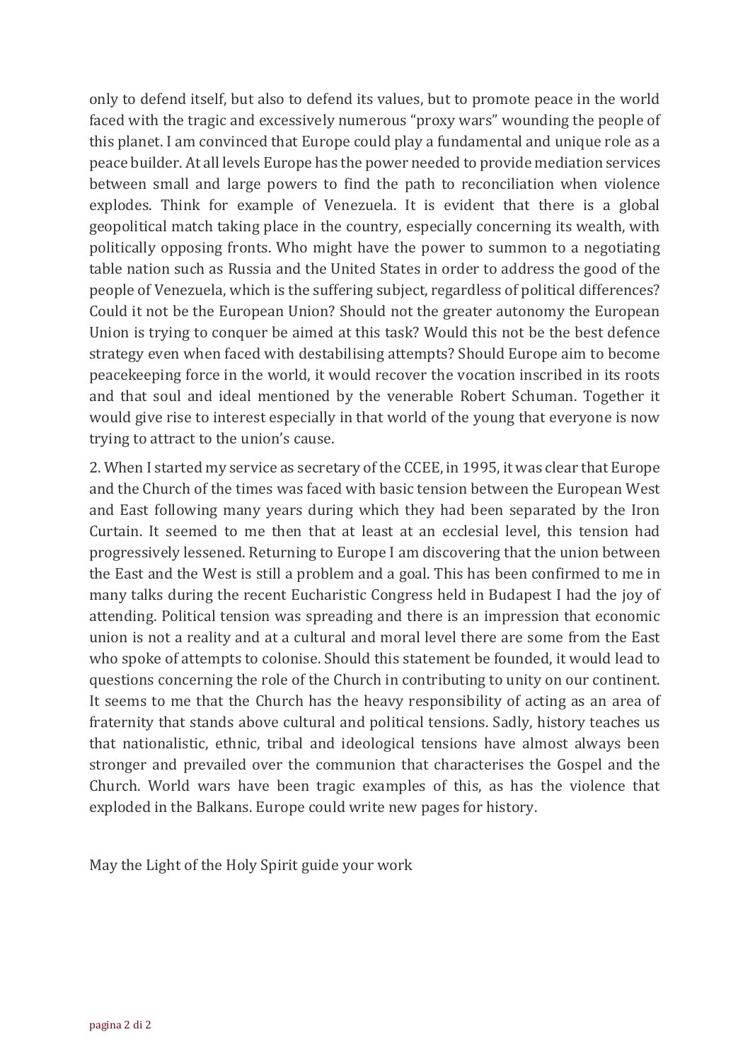only to defend itself, but also to defend its values, but to promote peace in the world faced with the tragic and excessively numerous "proxy wars" wounding the people of this planet. I am convinced that Europe could play a fundamental and unique role as a peace builder. At all levels Europe has the power needed to provide mediation services between small and large powers to find the path to reconciliation when violence explodes. Think for example of Venezuela. It is evident that there is a global geopolitical match taking place in the country, especially concerning its wealth, with politically opposing fronts. Who might have the power to summon to a negotiating table nation such as Russia and the United States in order to address the good of the people of Venezuela, which is the suffering subject, regardless of political differences? Could it not be the European Union? Should not the greater autonomy the European Union is trying to conquer be aimed at this task? Would this not be the best defence strategy even when faced with destabilising attempts? Should Europe aim to become peacekeeping force in the world, it would recover the vocation inscribed in its roots and that soul and ideal mentioned by the venerable Robert Schuman. Together it would give rise to interest especially in that world of the young that everyone is now trying to attract to the union's cause.

2. When I started my service as secretary of the CCEE, in 1995, it was clear that Europe and the Church of the times was faced with basic tension between the European West and East following many years during which they had been separated by the Iron Curtain. It seemed to me then that at least at an ecclesial level, this tension had progressively lessened. Returning to Europe I am discovering that the union between the East and the West is still a problem and a goal. This has been confirmed to me in many talks during the recent Eucharistic Congress held in Budapest I had the joy of attending. Political tension was spreading and there is an impression that economic union is not a reality and at a cultural and moral level there are some from the East who spoke of attempts to colonise. Should this statement be founded, it would lead to questions concerning the role of the Church in contributing to unity on our continent. It seems to me that the Church has the heavy responsibility of acting as an area of fraternity that stands above cultural and political tensions. Sadly, history teaches us that nationalistic, ethnic, tribal and ideological tensions have almost always been stronger and prevailed over the communion that characterises the Gospel and the Church. World wars have been tragic examples of this, as has the violence that exploded in the Balkans. Europe could write new pages for history.

May the Light of the Holy Spirit guide your work